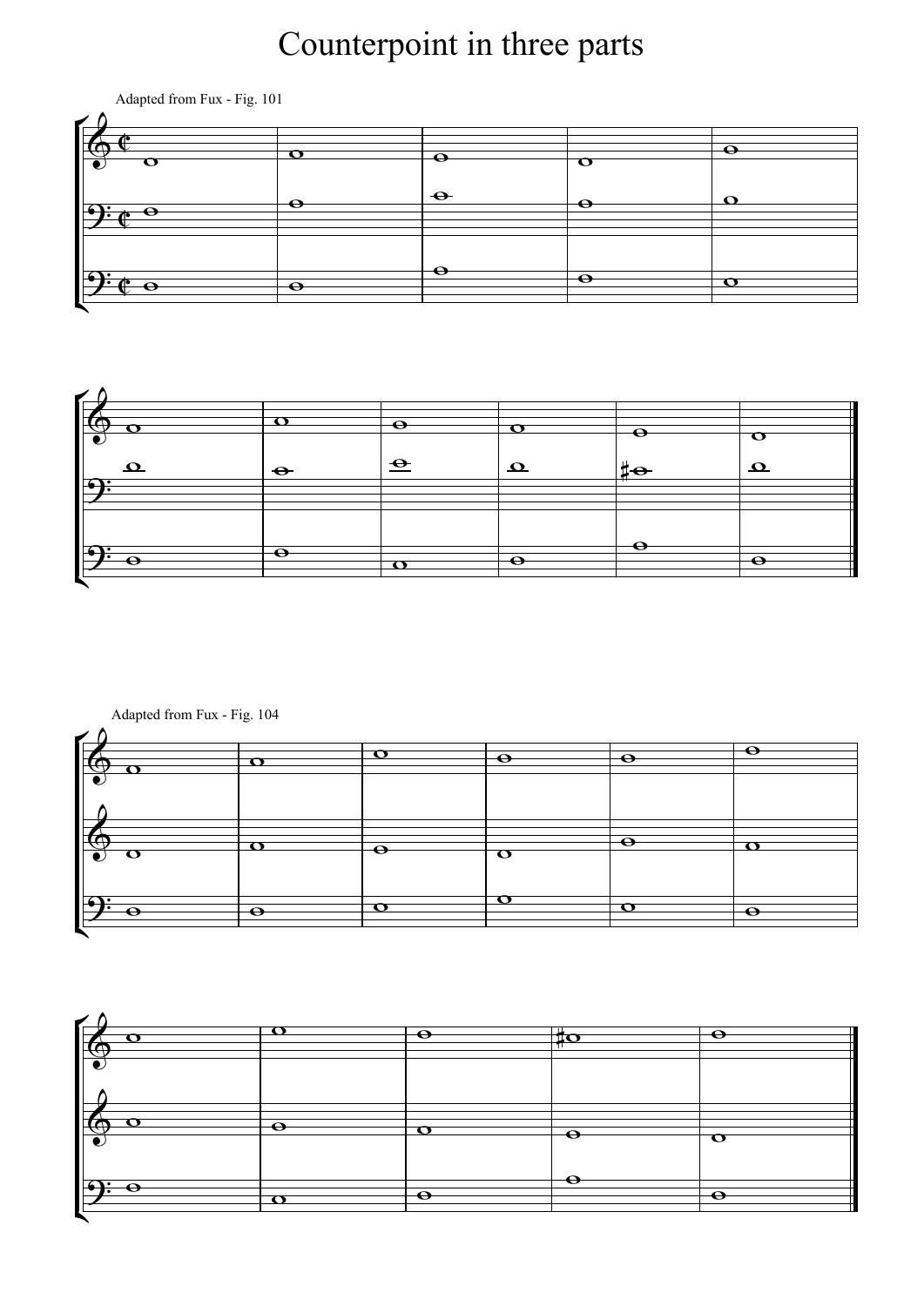# Counterpoint in three parts

Adapted from Fux - Fig. 101

Adapted from Fux - Fig. 104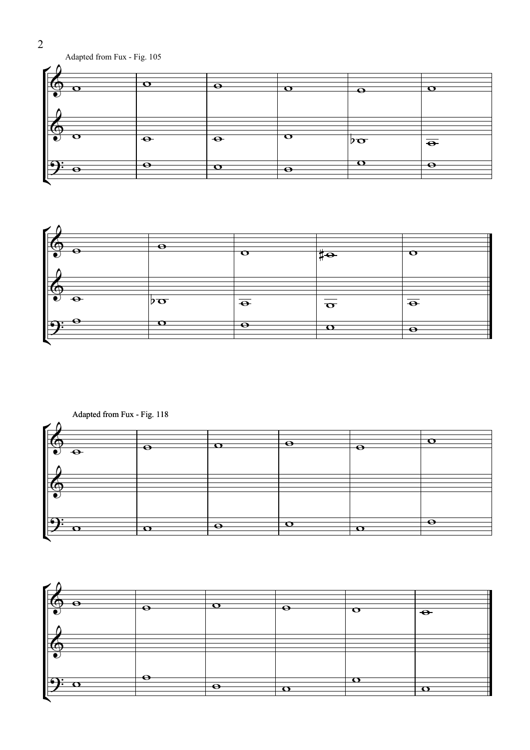Adapted from Fux - Fig. 105

Adapted from Fux - Fig. 118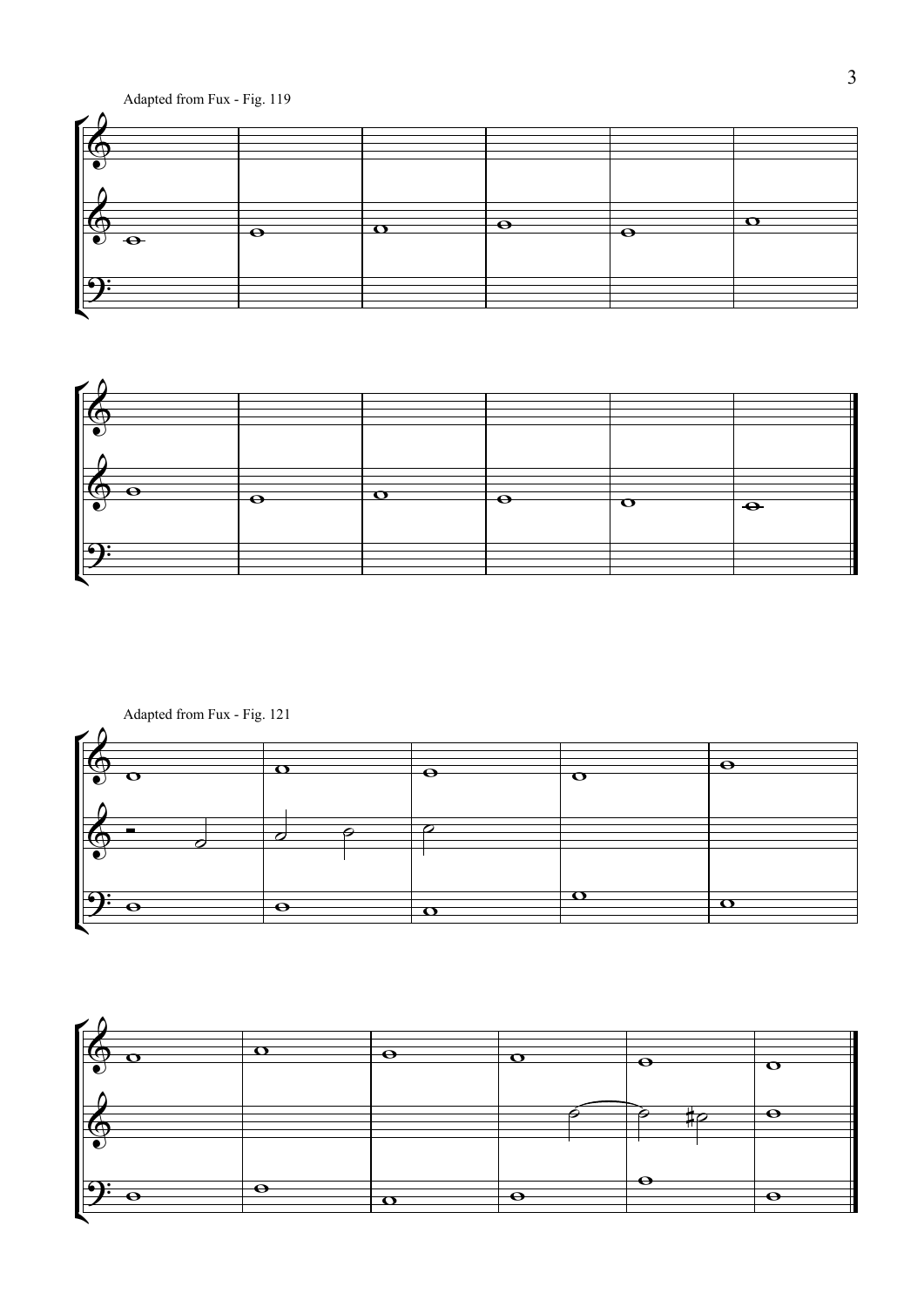Adapted from Fux - Fig. 119

Adapted from Fux - Fig. 121